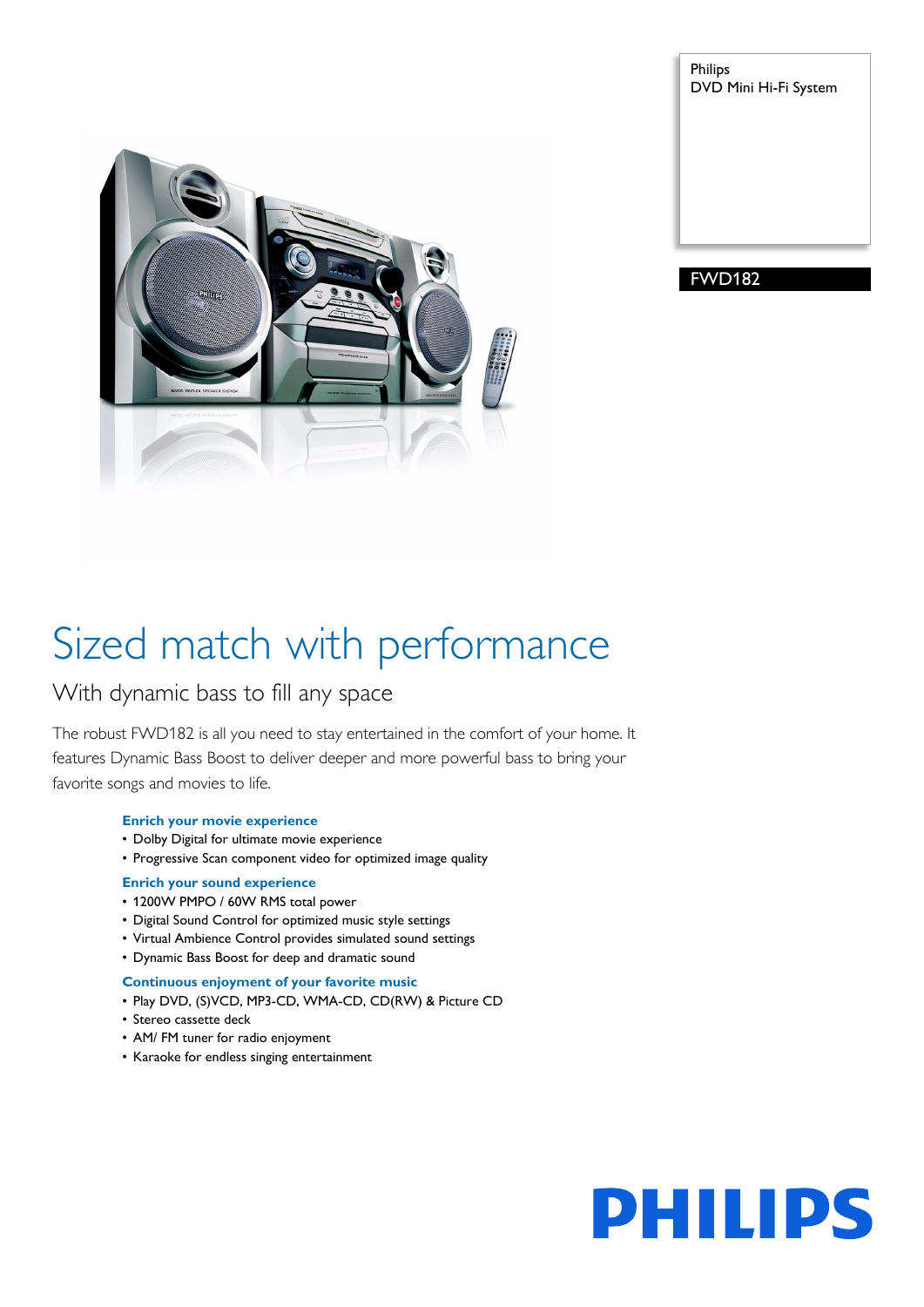Philips
DVD Mini Hi-Fi System

FWD182

# Sized match with performance

## With dynamic bass to fill any space

The robust FWD182 is all you need to stay entertained in the comfort of your home. It features Dynamic Bass Boost to deliver deeper and more powerful bass to bring your favorite songs and movies to life.

**Enrich your movie experience**

- Dolby Digital for ultimate movie experience
- Progressive Scan component video for optimized image quality

**Enrich your sound experience**

- 1200W PMPO / 60W RMS total power
- Digital Sound Control for optimized music style settings
- Virtual Ambience Control provides simulated sound settings
- Dynamic Bass Boost for deep and dramatic sound

**Continuous enjoyment of your favorite music**

- Play DVD, (S)VCD, MP3-CD, WMA-CD, CD(RW) & Picture CD
- Stereo cassette deck
- AM/ FM tuner for radio enjoyment
- Karaoke for endless singing entertainment

PHILIPS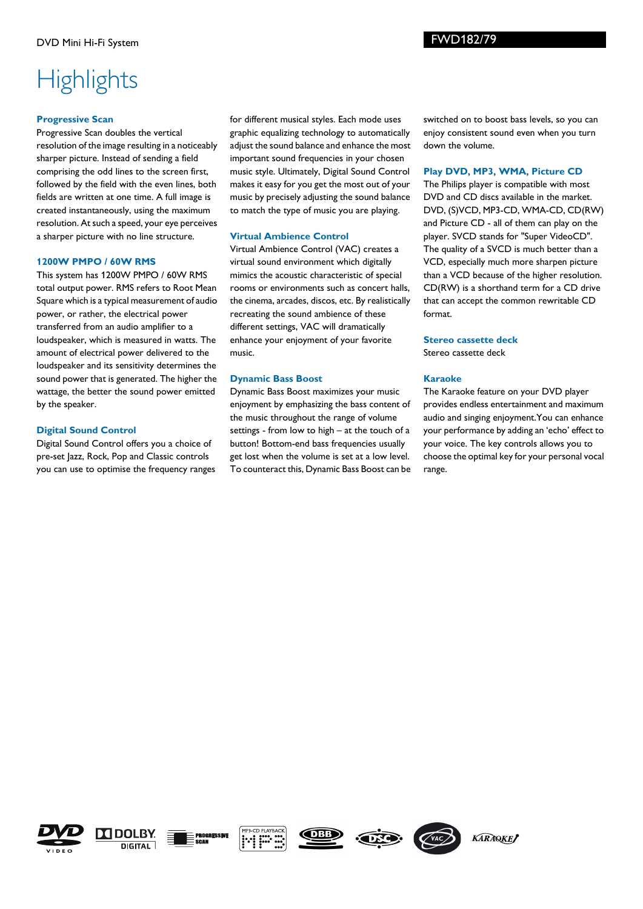DVD Mini Hi-Fi System

FWD182/79

# Highlights

### Progressive Scan

Progressive Scan doubles the vertical resolution of the image resulting in a noticeably sharper picture. Instead of sending a field comprising the odd lines to the screen first, followed by the field with the even lines, both fields are written at one time. A full image is created instantaneously, using the maximum resolution. At such a speed, your eye perceives a sharper picture with no line structure.

### 1200W PMPO / 60W RMS

This system has 1200W PMPO / 60W RMS total output power. RMS refers to Root Mean Square which is a typical measurement of audio power, or rather, the electrical power transferred from an audio amplifier to a loudspeaker, which is measured in watts. The amount of electrical power delivered to the loudspeaker and its sensitivity determines the sound power that is generated. The higher the wattage, the better the sound power emitted by the speaker.

### Digital Sound Control

Digital Sound Control offers you a choice of pre-set Jazz, Rock, Pop and Classic controls you can use to optimise the frequency ranges for different musical styles. Each mode uses graphic equalizing technology to automatically adjust the sound balance and enhance the most important sound frequencies in your chosen music style. Ultimately, Digital Sound Control makes it easy for you get the most out of your music by precisely adjusting the sound balance to match the type of music you are playing.

### Virtual Ambience Control

Virtual Ambience Control (VAC) creates a virtual sound environment which digitally mimics the acoustic characteristic of special rooms or environments such as concert halls, the cinema, arcades, discos, etc. By realistically recreating the sound ambience of these different settings, VAC will dramatically enhance your enjoyment of your favorite music.

### Dynamic Bass Boost

Dynamic Bass Boost maximizes your music enjoyment by emphasizing the bass content of the music throughout the range of volume settings - from low to high – at the touch of a button! Bottom-end bass frequencies usually get lost when the volume is set at a low level. To counteract this, Dynamic Bass Boost can be switched on to boost bass levels, so you can enjoy consistent sound even when you turn down the volume.

### Play DVD, MP3, WMA, Picture CD

The Philips player is compatible with most DVD and CD discs available in the market. DVD, (S)VCD, MP3-CD, WMA-CD, CD(RW) and Picture CD - all of them can play on the player. SVCD stands for "Super VideoCD". The quality of a SVCD is much better than a VCD, especially much more sharpen picture than a VCD because of the higher resolution. CD(RW) is a shorthand term for a CD drive that can accept the common rewritable CD format.

### Stereo cassette deck

Stereo cassette deck

### Karaoke

The Karaoke feature on your DVD player provides endless entertainment and maximum audio and singing enjoyment.You can enhance your performance by adding an 'echo' effect to your voice. The key controls allows you to choose the optimal key for your personal vocal range.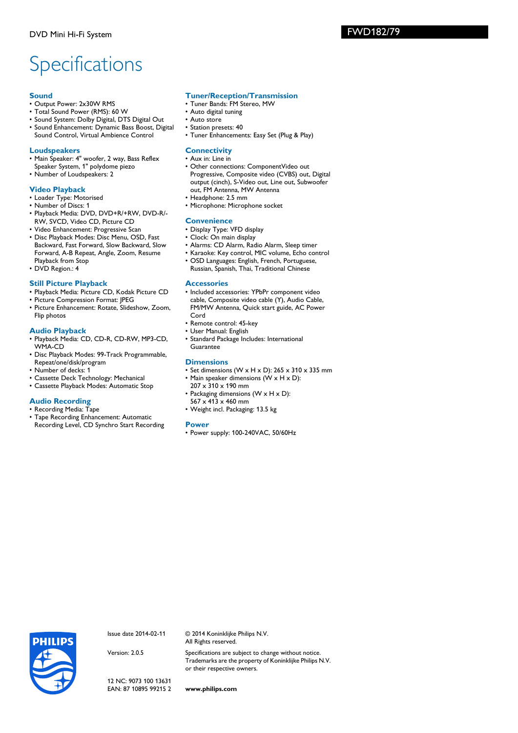DVD Mini Hi-Fi System

FWD182/79

# Specifications

### Sound
- Output Power: 2x30W RMS
- Total Sound Power (RMS): 60 W
- Sound System: Dolby Digital, DTS Digital Out
- Sound Enhancement: Dynamic Bass Boost, Digital Sound Control, Virtual Ambience Control

### Loudspeakers
- Main Speaker: 4" woofer, 2 way, Bass Reflex Speaker System, 1" polydome piezo
- Number of Loudspeakers: 2

### Video Playback
- Loader Type: Motorised
- Number of Discs: 1
- Playback Media: DVD, DVD+R/+RW, DVD-R/-RW, SVCD, Video CD, Picture CD
- Video Enhancement: Progressive Scan
- Disc Playback Modes: Disc Menu, OSD, Fast Backward, Fast Forward, Slow Backward, Slow Forward, A-B Repeat, Angle, Zoom, Resume Playback from Stop
- DVD Region.: 4

### Still Picture Playback
- Playback Media: Picture CD, Kodak Picture CD
- Picture Compression Format: JPEG
- Picture Enhancement: Rotate, Slideshow, Zoom, Flip photos

### Audio Playback
- Playback Media: CD, CD-R, CD-RW, MP3-CD, WMA-CD
- Disc Playback Modes: 99-Track Programmable, Repeat/one/disk/program
- Number of decks: 1
- Cassette Deck Technology: Mechanical
- Cassette Playback Modes: Automatic Stop

### Audio Recording
- Recording Media: Tape
- Tape Recording Enhancement: Automatic Recording Level, CD Synchro Start Recording

### Tuner/Reception/Transmission
- Tuner Bands: FM Stereo, MW
- Auto digital tuning
- Auto store
- Station presets: 40
- Tuner Enhancements: Easy Set (Plug & Play)

### Connectivity
- Aux in: Line in
- Other connections: ComponentVideo out Progressive, Composite video (CVBS) out, Digital output (cinch), S-Video out, Line out, Subwoofer out, FM Antenna, MW Antenna
- Headphone: 2.5 mm
- Microphone: Microphone socket

### Convenience
- Display Type: VFD display
- Clock: On main display
- Alarms: CD Alarm, Radio Alarm, Sleep timer
- Karaoke: Key control, MIC volume, Echo control
- OSD Languages: English, French, Portuguese, Russian, Spanish, Thai, Traditional Chinese

### Accessories
- Included accessories: YPbPr component video cable, Composite video cable (Y), Audio Cable, FM/MW Antenna, Quick start guide, AC Power Cord
- Remote control: 45-key
- User Manual: English
- Standard Package Includes: International Guarantee

### Dimensions
- Set dimensions (W x H x D): 265 x 310 x 335 mm
- Main speaker dimensions (W x H x D): 207 x 310 x 190 mm
- Packaging dimensions (W x H x D): 567 x 413 x 460 mm
- Weight incl. Packaging: 13.5 kg

### Power
- Power supply: 100-240VAC, 50/60Hz

Issue date 2014-02-11

Version: 2.0.5

12 NC: 9073 100 13631
EAN: 87 10895 99215 2

© 2014 Koninklijke Philips N.V.
All Rights reserved.

Specifications are subject to change without notice. Trademarks are the property of Koninklijke Philips N.V. or their respective owners.

**www.philips.com**